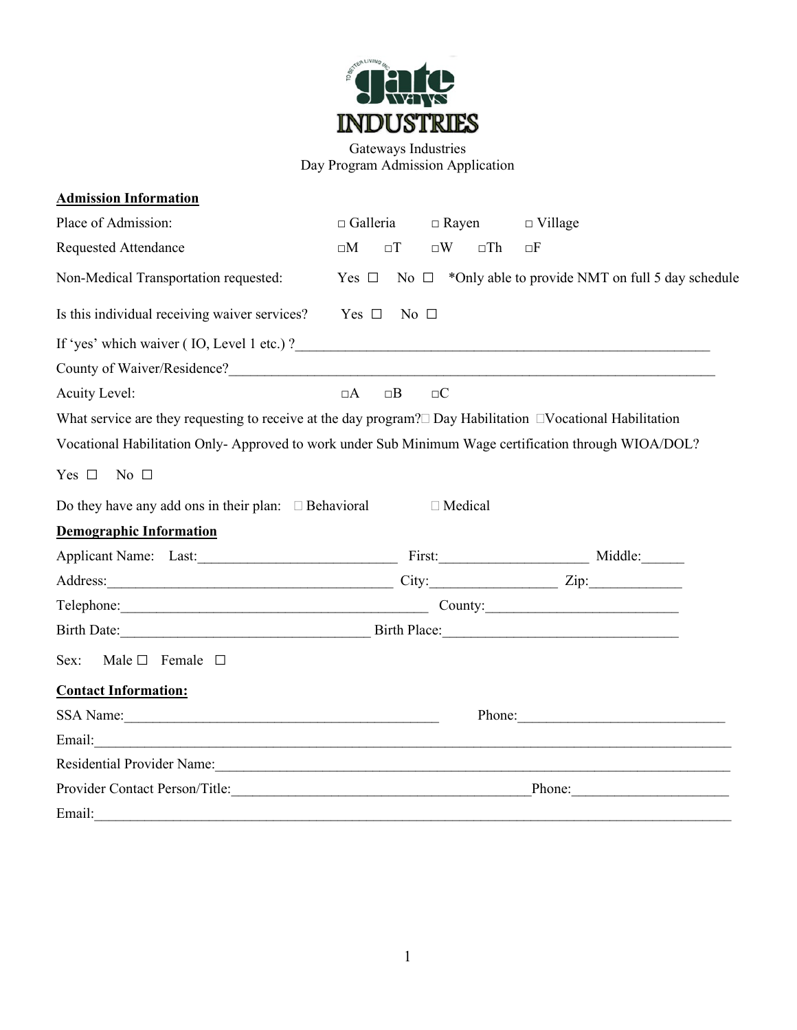Gateways Industries
Day Program Admission Application

**Admission Information**

Place of Admission: □ Galleria □ Rayen □ Village

Requested Attendance □M □T □W □Th □F

Non-Medical Transportation requested: Yes ☐ No ☐ *Only able to provide NMT on full 5 day schedule

Is this individual receiving waiver services? Yes ☐ No ☐

If 'yes' which waiver ( IO, Level 1 etc.) ?____________________________________________________________

County of Waiver/Residence?__________________________________________________________________

Acuity Level: □A □B □C

What service are they requesting to receive at the day program? ☐ Day Habilitation ☐ Vocational Habilitation

Vocational Habilitation Only- Approved to work under Sub Minimum Wage certification through WIOA/DOL?

Yes ☐ No ☐

Do they have any add ons in their plan: ☐ Behavioral ☐ Medical

**Demographic Information**

Applicant Name: Last:____________________________ First:_____________________ Middle:______

Address:________________________________________ City:_________________ Zip:_____________

Telephone:____________________________________________ County:___________________________

Birth Date:___________________________________ Birth Place:_________________________________

Sex: Male ☐ Female ☐

**Contact Information:**

SSA Name:_____________________________________________ Phone:_____________________________

Email:_______________________________________________________________________________________

Residential Provider Name:__________________________________________________________________

Provider Contact Person/Title:__________________________________________Phone:______________________

Email:_______________________________________________________________________________________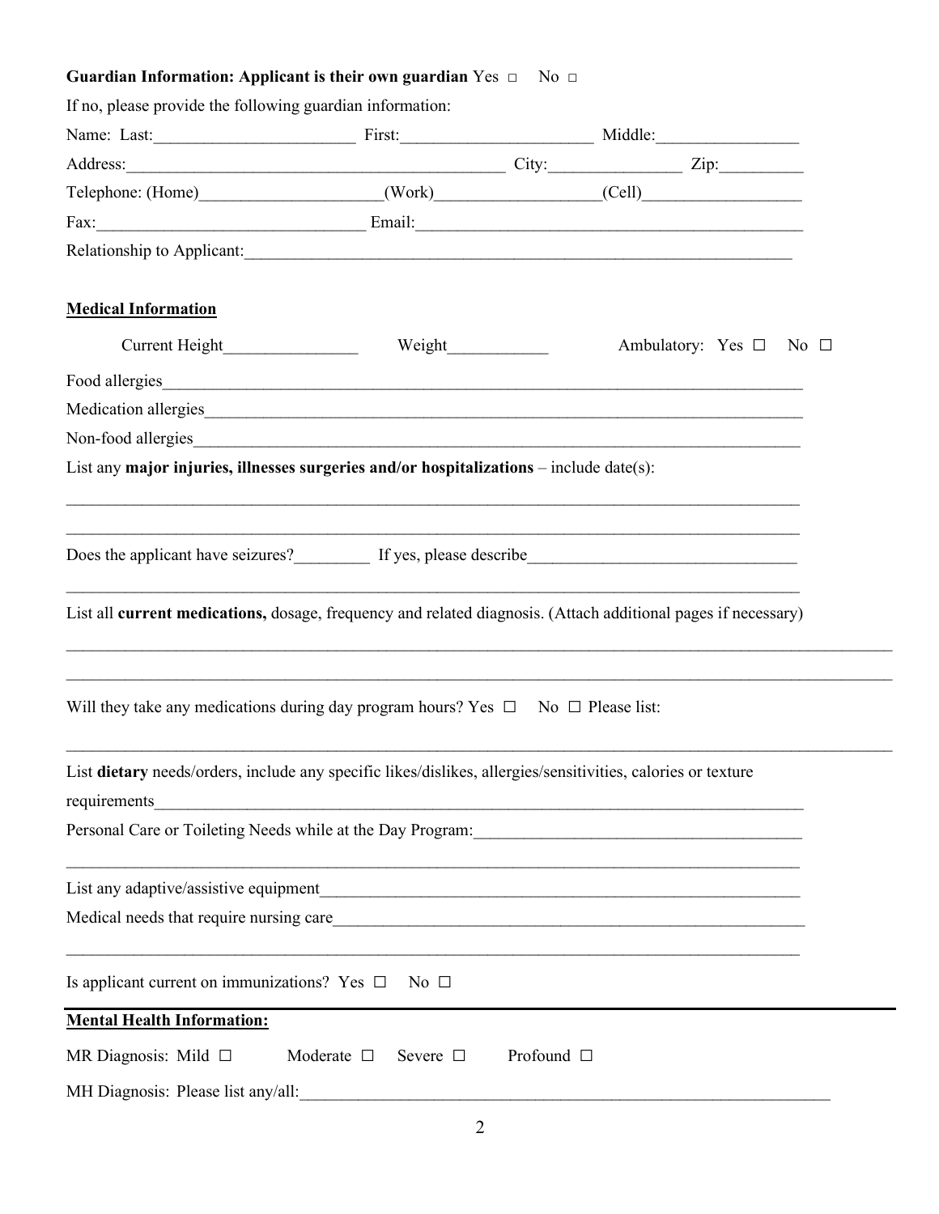**Guardian Information: Applicant is their own guardian** Yes ☐ No ☐

If no, please provide the following guardian information:

Name: Last:_______________________ First:______________________ Middle:________________

Address:____________________________________________ City:_______________ Zip:__________

Telephone: (Home)_____________________(Work)___________________(Cell)___________________

Fax:_______________________________ Email:_____________________________________________

Relationship to Applicant:_____________________________________________________________________

**Medical Information**

Current Height________________ Weight____________ Ambulatory: Yes ☐ No ☐

Food allergies_____________________________________________________________________________

Medication allergies________________________________________________________________________

Non-food allergies__________________________________________________________________________

List any **major injuries, illnesses surgeries and/or hospitalizations** – include date(s):

_______________________________________________________________________________________

_______________________________________________________________________________________

Does the applicant have seizures?_________ If yes, please describe________________________________

_______________________________________________________________________________________

List all **current medications,** dosage, frequency and related diagnosis. (Attach additional pages if necessary)

_______________________________________________________________________________________

_______________________________________________________________________________________

Will they take any medications during day program hours? Yes ☐ No ☐ Please list:

_______________________________________________________________________________________

List **dietary** needs/orders, include any specific likes/dislikes, allergies/sensitivities, calories or texture requirements______________________________________________________________________________

Personal Care or Toileting Needs while at the Day Program:_______________________________________

_______________________________________________________________________________________

List any adaptive/assistive equipment___________________________________________________________

Medical needs that require nursing care_________________________________________________________

_______________________________________________________________________________________

Is applicant current on immunizations? Yes ☐ No ☐

**Mental Health Information:**

MR Diagnosis: Mild ☐ Moderate ☐ Severe ☐ Profound ☐

MH Diagnosis: Please list any/all:_____________________________________________________________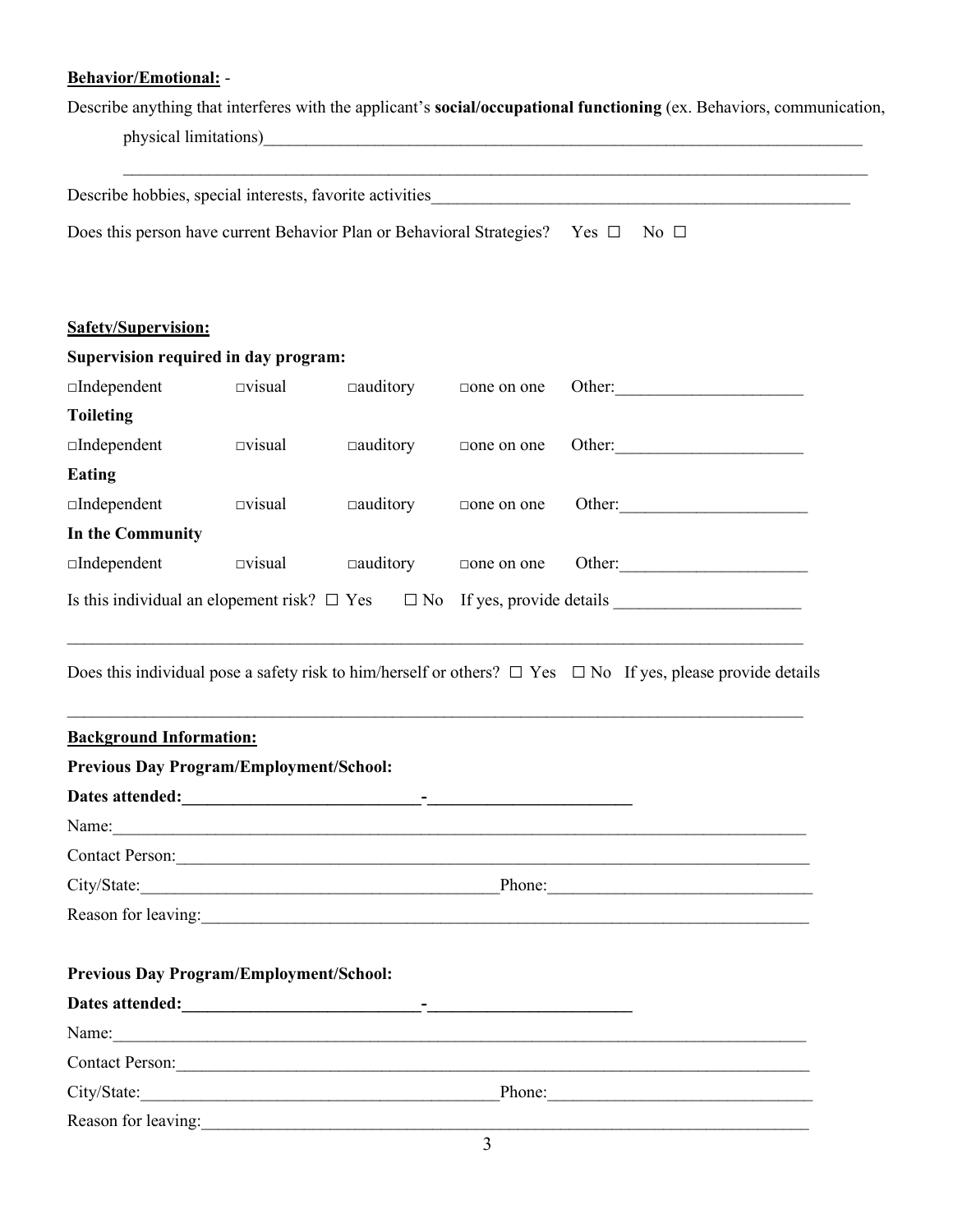**Behavior/Emotional:** -

Describe anything that interferes with the applicant's **social/occupational functioning** (ex. Behaviors, communication, physical limitations)______________________________________________________________________________

_____________________________________________________________________________________________

Describe hobbies, special interests, favorite activities__________________________________________________

Does this person have current Behavior Plan or Behavioral Strategies? Yes ☐ No ☐

**Safety/Supervision:**

**Supervision required in day program:**

□Independent □visual □auditory □one on one Other:______________________

**Toileting**

□Independent □visual □auditory □one on one Other:______________________

**Eating**

□Independent □visual □auditory □one on one Other:______________________

**In the Community**

□Independent □visual □auditory □one on one Other:______________________

Is this individual an elopement risk? ☐ Yes ☐ No If yes, provide details ______________________

_____________________________________________________________________________________________

Does this individual pose a safety risk to him/herself or others? ☐ Yes ☐ No If yes, please provide details

_____________________________________________________________________________________________

**Background Information:**

**Previous Day Program/Employment/School:**

**Dates attended:____________________________-________________________**

Name:_______________________________________________________________________________________

Contact Person:______________________________________________________________________________

City/State:__________________________________________Phone:_______________________________

Reason for leaving:___________________________________________________________________________

**Previous Day Program/Employment/School:**

**Dates attended:____________________________-________________________**

Name:_______________________________________________________________________________________

Contact Person:______________________________________________________________________________

City/State:__________________________________________Phone:_______________________________

Reason for leaving:___________________________________________________________________________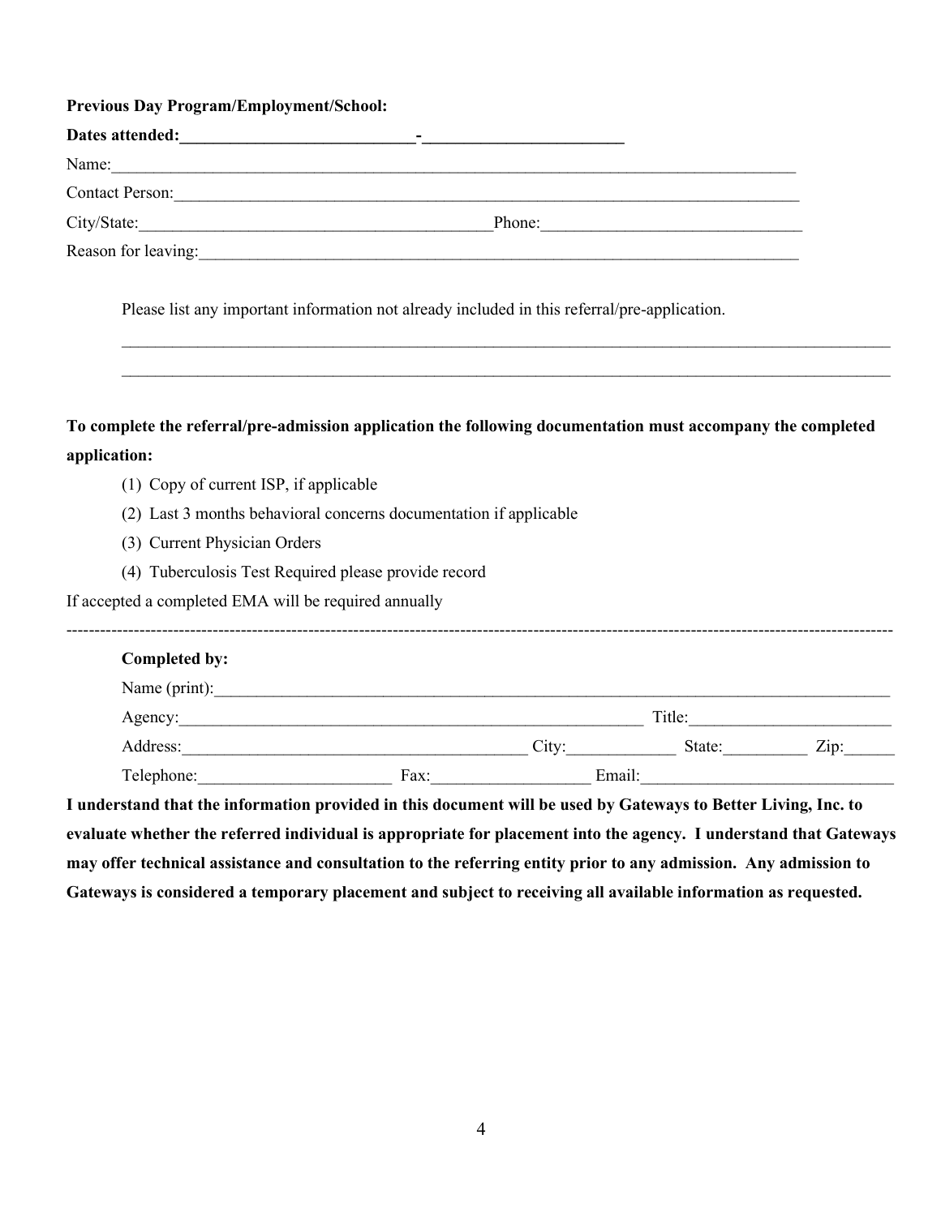**Previous Day Program/Employment/School:**

**Dates attended:____________________________-________________________**

Name:_____________________________________________________________________________________

Contact Person:_______________________________________________________________________________

City/State:___________________________________________Phone:_______________________________

Reason for leaving:____________________________________________________________________________

Please list any important information not already included in this referral/pre-application.

_______________________________________________________________________________________________

_______________________________________________________________________________________________

**To complete the referral/pre-admission application the following documentation must accompany the completed application:**

(1) Copy of current ISP, if applicable

(2) Last 3 months behavioral concerns documentation if applicable

(3) Current Physician Orders

(4) Tuberculosis Test Required please provide record

If accepted a completed EMA will be required annually

-----------------------------------------------------------------------------------------------------------------------------------------------

**Completed by:**

Name (print):____________________________________________________________________________________

Agency:_________________________________________________________ Title:________________________

Address:________________________________________ City:_____________ State:__________ Zip:______

Telephone:_______________________ Fax:___________________ Email:_______________________________

**I understand that the information provided in this document will be used by Gateways to Better Living, Inc. to evaluate whether the referred individual is appropriate for placement into the agency. I understand that Gateways may offer technical assistance and consultation to the referring entity prior to any admission. Any admission to Gateways is considered a temporary placement and subject to receiving all available information as requested.**